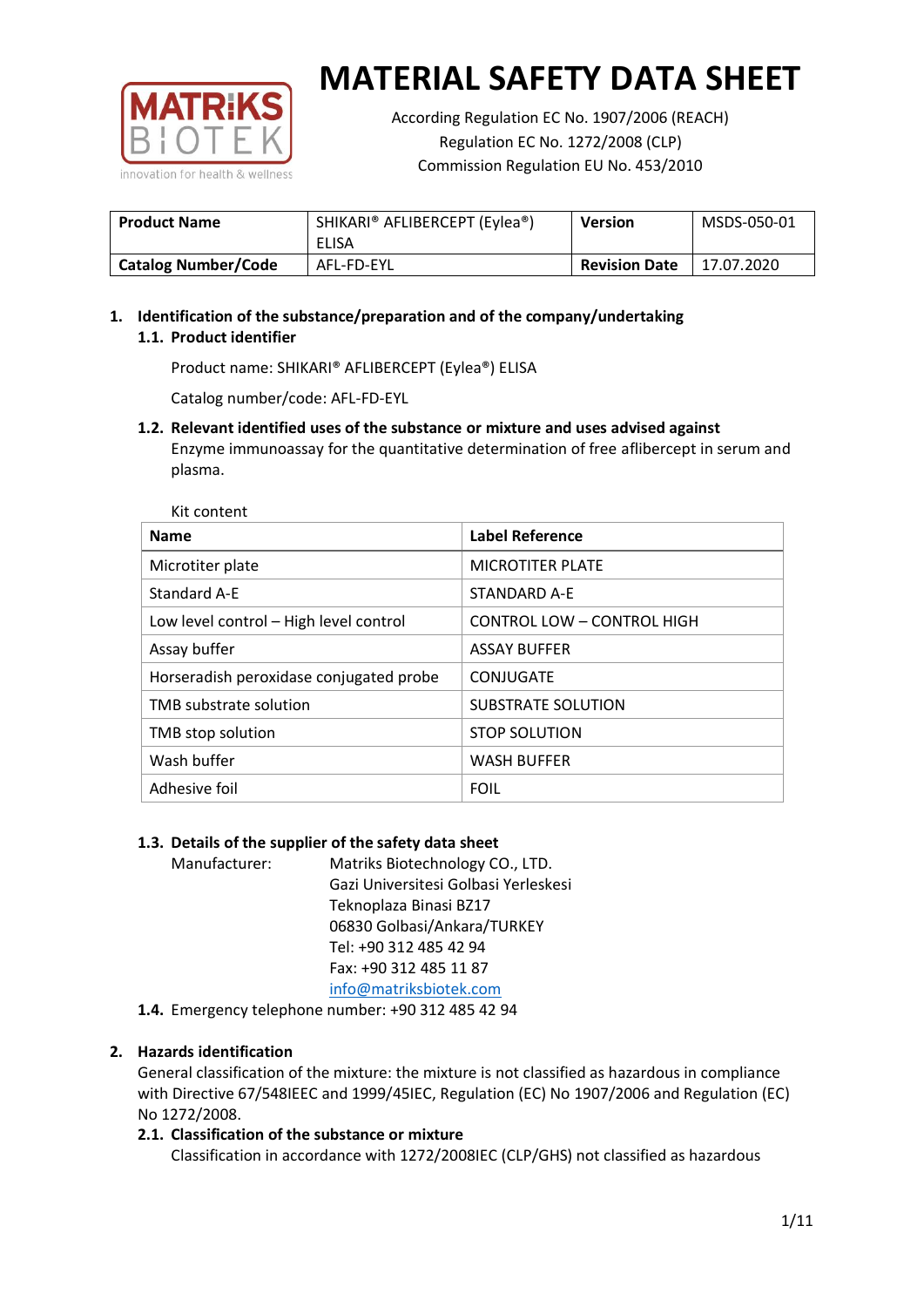# MATERIAL SAFETY DATA SHEET

According Regulation EC No. 1907/2006 (REACH)
Regulation EC No. 1272/2008 (CLP)
Commission Regulation EU No. 453/2010

| **Product Name** | SHIKARI® AFLIBERCEPT (Eylea®) ELISA | **Version** | MSDS-050-01 |
|---|---|---|---|
| **Catalog Number/Code** | AFL-FD-EYL | **Revision Date** | 17.07.2020 |

## 1. Identification of the substance/preparation and of the company/undertaking

### 1.1. Product identifier

Product name: SHIKARI® AFLIBERCEPT (Eylea®) ELISA

Catalog number/code: AFL-FD-EYL

### 1.2. Relevant identified uses of the substance or mixture and uses advised against

Enzyme immunoassay for the quantitative determination of free aflibercept in serum and plasma.

Kit content

| Name | Label Reference |
|---|---|
| Microtiter plate | MICROTITER PLATE |
| Standard A-E | STANDARD A-E |
| Low level control – High level control | CONTROL LOW – CONTROL HIGH |
| Assay buffer | ASSAY BUFFER |
| Horseradish peroxidase conjugated probe | CONJUGATE |
| TMB substrate solution | SUBSTRATE SOLUTION |
| TMB stop solution | STOP SOLUTION |
| Wash buffer | WASH BUFFER |
| Adhesive foil | FOIL |

### 1.3. Details of the supplier of the safety data sheet

Manufacturer: Matriks Biotechnology CO., LTD.
Gazi Universitesi Golbasi Yerleskesi
Teknoplaza Binasi BZ17
06830 Golbasi/Ankara/TURKEY
Tel: +90 312 485 42 94
Fax: +90 312 485 11 87
info@matriksbiotek.com

### 1.4. Emergency telephone number: +90 312 485 42 94

## 2. Hazards identification

General classification of the mixture: the mixture is not classified as hazardous in compliance with Directive 67/548IEEC and 1999/45IEC, Regulation (EC) No 1907/2006 and Regulation (EC) No 1272/2008.

### 2.1. Classification of the substance or mixture

Classification in accordance with 1272/2008IEC (CLP/GHS) not classified as hazardous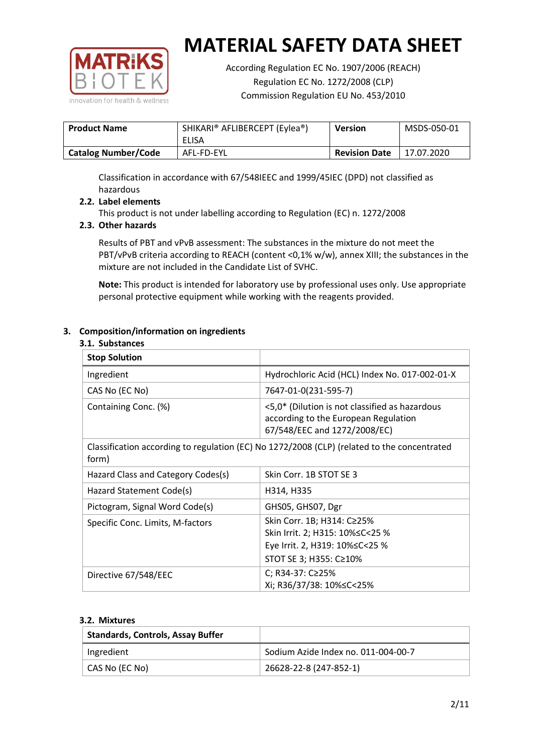Classification in accordance with 67/548IEEC and 1999/45IEC (DPD) not classified as hazardous

### 2.2. Label elements

This product is not under labelling according to Regulation (EC) n. 1272/2008

### 2.3. Other hazards

Results of PBT and vPvB assessment: The substances in the mixture do not meet the PBT/vPvB criteria according to REACH (content <0,1% w/w), annex XIII; the substances in the mixture are not included in the Candidate List of SVHC.

**Note:** This product is intended for laboratory use by professional uses only. Use appropriate personal protective equipment while working with the reagents provided.

## 3. Composition/information on ingredients

### 3.1. Substances

| **Stop Solution** | |
|---|---|
| Ingredient | Hydrochloric Acid (HCL) Index No. 017-002-01-X |
| CAS No (EC No) | 7647-01-0(231-595-7) |
| Containing Conc. (%) | <5,0* (Dilution is not classified as hazardous according to the European Regulation 67/548/EEC and 1272/2008/EC) |
| Classification according to regulation (EC) No 1272/2008 (CLP) (related to the concentrated form) | |
| Hazard Class and Category Codes(s) | Skin Corr. 1B STOT SE 3 |
| Hazard Statement Code(s) | H314, H335 |
| Pictogram, Signal Word Code(s) | GHS05, GHS07, Dgr |
| Specific Conc. Limits, M-factors | Skin Corr. 1B; H314: C≥25%<br>Skin Irrit. 2; H315: 10%≤C<25 %<br>Eye Irrit. 2, H319: 10%≤C<25 %<br>STOT SE 3; H355: C≥10% |
| Directive 67/548/EEC | C; R34-37: C≥25%<br>Xi; R36/37/38: 10%≤C<25% |

### 3.2. Mixtures

| **Standards, Controls, Assay Buffer** | |
|---|---|
| Ingredient | Sodium Azide Index no. 011-004-00-7 |
| CAS No (EC No) | 26628-22-8 (247-852-1) |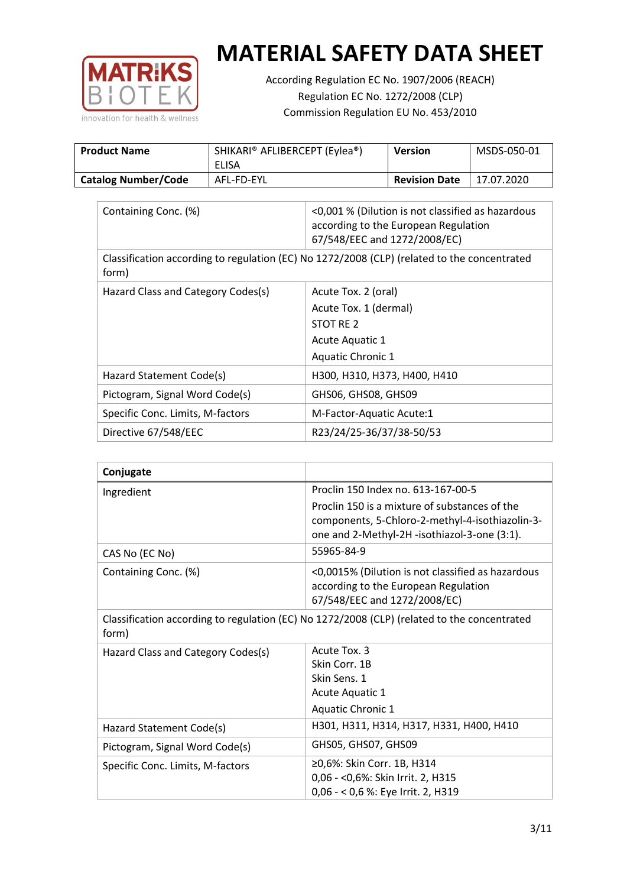# MATERIAL SAFETY DATA SHEET

According Regulation EC No. 1907/2006 (REACH)
Regulation EC No. 1272/2008 (CLP)
Commission Regulation EU No. 453/2010

| **Product Name** | SHIKARI® AFLIBERCEPT (Eylea®) ELISA | **Version** | MSDS-050-01 |
|---|---|---|---|
| **Catalog Number/Code** | AFL-FD-EYL | **Revision Date** | 17.07.2020 |

| Containing Conc. (%) | <0,001 % (Dilution is not classified as hazardous according to the European Regulation 67/548/EEC and 1272/2008/EC) |
|---|---|
| Classification according to regulation (EC) No 1272/2008 (CLP) (related to the concentrated form) | |
| Hazard Class and Category Codes(s) | Acute Tox. 2 (oral)<br>Acute Tox. 1 (dermal)<br>STOT RE 2<br>Acute Aquatic 1<br>Aquatic Chronic 1 |
| Hazard Statement Code(s) | H300, H310, H373, H400, H410 |
| Pictogram, Signal Word Code(s) | GHS06, GHS08, GHS09 |
| Specific Conc. Limits, M-factors | M-Factor-Aquatic Acute:1 |
| Directive 67/548/EEC | R23/24/25-36/37/38-50/53 |

| **Conjugate** | |
|---|---|
| Ingredient | Proclin 150 Index no. 613-167-00-5<br>Proclin 150 is a mixture of substances of the components, 5-Chloro-2-methyl-4-isothiazolin-3-one and 2-Methyl-2H -isothiazol-3-one (3:1). |
| CAS No (EC No) | 55965-84-9 |
| Containing Conc. (%) | <0,0015% (Dilution is not classified as hazardous according to the European Regulation 67/548/EEC and 1272/2008/EC) |
| Classification according to regulation (EC) No 1272/2008 (CLP) (related to the concentrated form) | |
| Hazard Class and Category Codes(s) | Acute Tox. 3<br>Skin Corr. 1B<br>Skin Sens. 1<br>Acute Aquatic 1<br>Aquatic Chronic 1 |
| Hazard Statement Code(s) | H301, H311, H314, H317, H331, H400, H410 |
| Pictogram, Signal Word Code(s) | GHS05, GHS07, GHS09 |
| Specific Conc. Limits, M-factors | ≥0,6%: Skin Corr. 1B, H314<br>0,06 - <0,6%: Skin Irrit. 2, H315<br>0,06 - < 0,6 %: Eye Irrit. 2, H319 |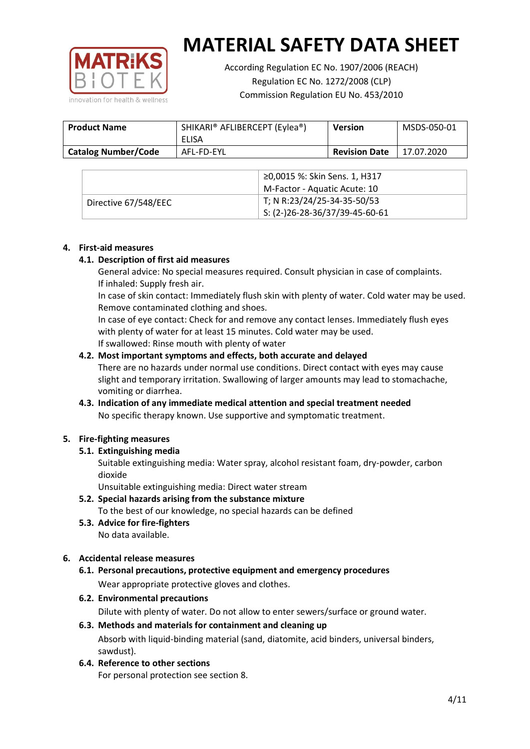| Product Name | SHIKARI® AFLIBERCEPT (Eylea®) ELISA | Version | MSDS-050-01 |
|---|---|---|---|
| Catalog Number/Code | AFL-FD-EYL | Revision Date | 17.07.2020 |

| | |
|---|---|
| | ≥0,0015 %: Skin Sens. 1, H317<br>M-Factor - Aquatic Acute: 10 |
| Directive 67/548/EEC | T; N R:23/24/25-34-35-50/53<br>S: (2-)26-28-36/37/39-45-60-61 |

## 4. First-aid measures

### 4.1. Description of first aid measures

General advice: No special measures required. Consult physician in case of complaints.
If inhaled: Supply fresh air.
In case of skin contact: Immediately flush skin with plenty of water. Cold water may be used. Remove contaminated clothing and shoes.
In case of eye contact: Check for and remove any contact lenses. Immediately flush eyes with plenty of water for at least 15 minutes. Cold water may be used.
If swallowed: Rinse mouth with plenty of water

### 4.2. Most important symptoms and effects, both accurate and delayed

There are no hazards under normal use conditions. Direct contact with eyes may cause slight and temporary irritation. Swallowing of larger amounts may lead to stomachache, vomiting or diarrhea.

### 4.3. Indication of any immediate medical attention and special treatment needed

No specific therapy known. Use supportive and symptomatic treatment.

## 5. Fire-fighting measures

### 5.1. Extinguishing media

Suitable extinguishing media: Water spray, alcohol resistant foam, dry-powder, carbon dioxide
Unsuitable extinguishing media: Direct water stream

### 5.2. Special hazards arising from the substance mixture

To the best of our knowledge, no special hazards can be defined

### 5.3. Advice for fire-fighters

No data available.

## 6. Accidental release measures

### 6.1. Personal precautions, protective equipment and emergency procedures

Wear appropriate protective gloves and clothes.

### 6.2. Environmental precautions

Dilute with plenty of water. Do not allow to enter sewers/surface or ground water.

### 6.3. Methods and materials for containment and cleaning up

Absorb with liquid-binding material (sand, diatomite, acid binders, universal binders, sawdust).

### 6.4. Reference to other sections

For personal protection see section 8.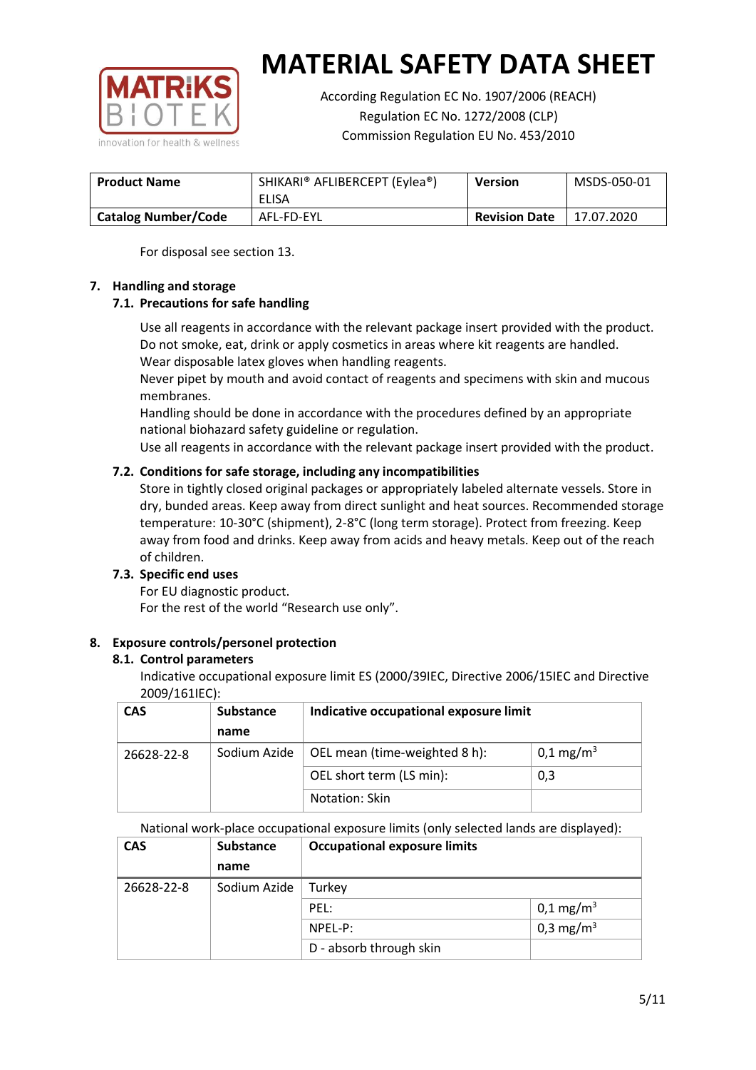# MATERIAL SAFETY DATA SHEET

According Regulation EC No. 1907/2006 (REACH)
Regulation EC No. 1272/2008 (CLP)
Commission Regulation EU No. 453/2010

| Product Name | SHIKARI® AFLIBERCEPT (Eylea®) ELISA | Version | MSDS-050-01 |
|---|---|---|---|
| Catalog Number/Code | AFL-FD-EYL | Revision Date | 17.07.2020 |

For disposal see section 13.

## 7. Handling and storage

### 7.1. Precautions for safe handling

Use all reagents in accordance with the relevant package insert provided with the product.
Do not smoke, eat, drink or apply cosmetics in areas where kit reagents are handled.
Wear disposable latex gloves when handling reagents.
Never pipet by mouth and avoid contact of reagents and specimens with skin and mucous membranes.
Handling should be done in accordance with the procedures defined by an appropriate national biohazard safety guideline or regulation.
Use all reagents in accordance with the relevant package insert provided with the product.

### 7.2. Conditions for safe storage, including any incompatibilities

Store in tightly closed original packages or appropriately labeled alternate vessels. Store in dry, bunded areas. Keep away from direct sunlight and heat sources. Recommended storage temperature: 10-30°C (shipment), 2-8°C (long term storage). Protect from freezing. Keep away from food and drinks. Keep away from acids and heavy metals. Keep out of the reach of children.

### 7.3. Specific end uses

For EU diagnostic product.
For the rest of the world "Research use only".

## 8. Exposure controls/personel protection

### 8.1. Control parameters

Indicative occupational exposure limit ES (2000/39IEC, Directive 2006/15IEC and Directive 2009/161IEC):

| CAS | Substance name | Indicative occupational exposure limit | |
|---|---|---|---|
| 26628-22-8 | Sodium Azide | OEL mean (time-weighted 8 h): | 0,1 mg/m$^3$ |
| | | OEL short term (LS min): | 0,3 |
| | | Notation: Skin | |

National work-place occupational exposure limits (only selected lands are displayed):

| CAS | Substance name | Occupational exposure limits | |
|---|---|---|---|
| 26628-22-8 | Sodium Azide | Turkey | |
| | | PEL: | 0,1 mg/m$^3$ |
| | | NPEL-P: | 0,3 mg/m$^3$ |
| | | D - absorb through skin | |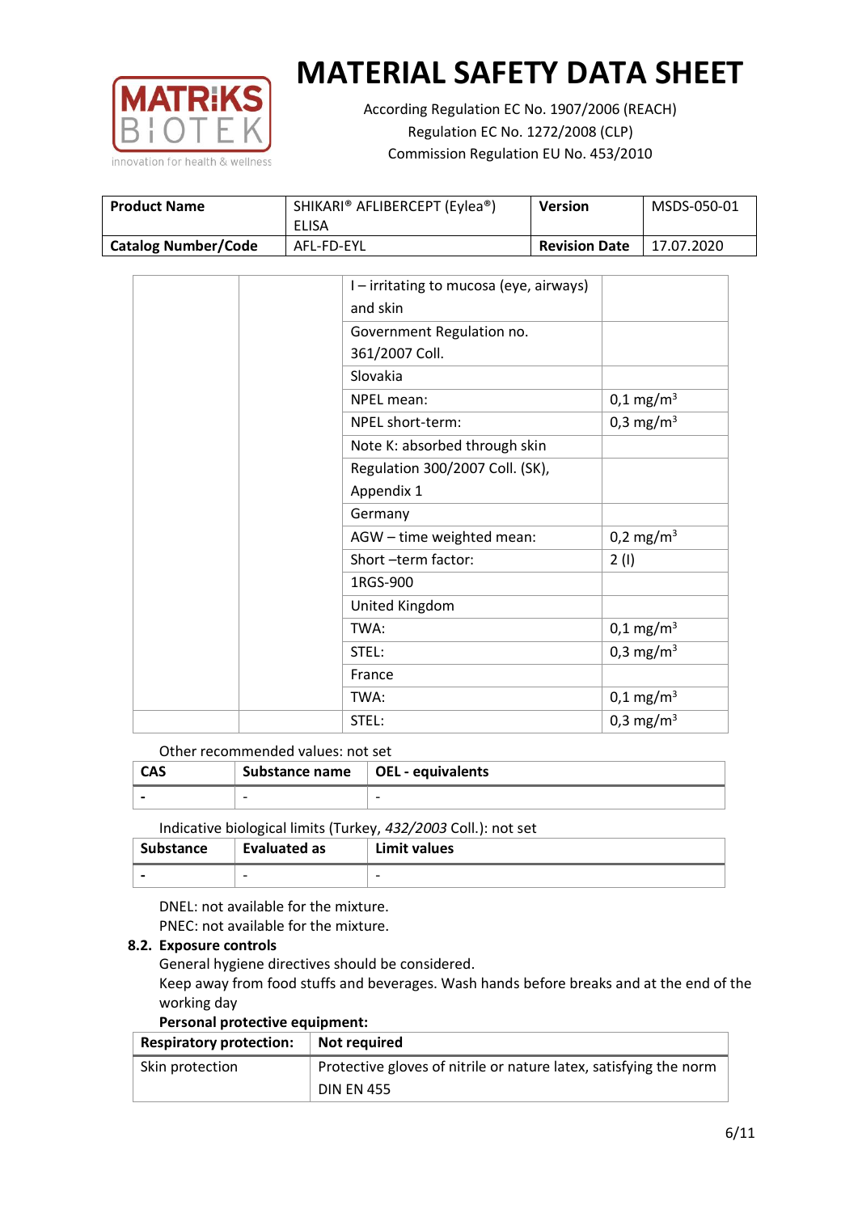# MATERIAL SAFETY DATA SHEET

According Regulation EC No. 1907/2006 (REACH)
Regulation EC No. 1272/2008 (CLP)
Commission Regulation EU No. 453/2010

| Product Name | SHIKARI® AFLIBERCEPT (Eylea®) ELISA | Version | MSDS-050-01 |
|---|---|---|---|
| Catalog Number/Code | AFL-FD-EYL | Revision Date | 17.07.2020 |

| | | | |
|---|---|---|---|
| | | I – irritating to mucosa (eye, airways) and skin | |
| | | Government Regulation no. 361/2007 Coll. | |
| | | Slovakia | |
| | | NPEL mean: | 0,1 mg/m$^3$ |
| | | NPEL short-term: | 0,3 mg/m$^3$ |
| | | Note K: absorbed through skin | |
| | | Regulation 300/2007 Coll. (SK), Appendix 1 | |
| | | Germany | |
| | | AGW – time weighted mean: | 0,2 mg/m$^3$ |
| | | Short –term factor: | 2 (I) |
| | | 1RGS-900 | |
| | | United Kingdom | |
| | | TWA: | 0,1 mg/m$^3$ |
| | | STEL: | 0,3 mg/m$^3$ |
| | | France | |
| | | TWA: | 0,1 mg/m$^3$ |
| | | STEL: | 0,3 mg/m$^3$ |

Other recommended values: not set

| CAS | Substance name | OEL - equivalents |
|---|---|---|
| - | - | - |

Indicative biological limits (Turkey, *432/2003* Coll.): not set

| Substance | Evaluated as | Limit values |
|---|---|---|
| - | - | - |

DNEL: not available for the mixture.
PNEC: not available for the mixture.

### 8.2. Exposure controls

General hygiene directives should be considered.
Keep away from food stuffs and beverages. Wash hands before breaks and at the end of the working day

**Personal protective equipment:**

| Respiratory protection: | Not required |
|---|---|
| Skin protection | Protective gloves of nitrile or nature latex, satisfying the norm DIN EN 455 |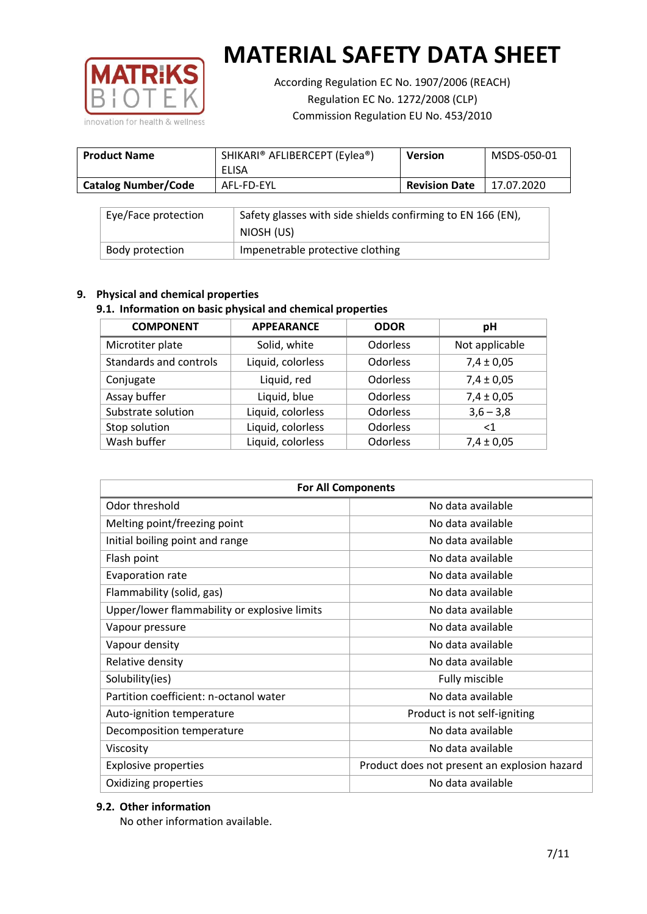# MATERIAL SAFETY DATA SHEET

According Regulation EC No. 1907/2006 (REACH)
Regulation EC No. 1272/2008 (CLP)
Commission Regulation EU No. 453/2010

| Product Name | SHIKARI® AFLIBERCEPT (Eylea®) ELISA | Version | MSDS-050-01 |
|---|---|---|---|
| Catalog Number/Code | AFL-FD-EYL | Revision Date | 17.07.2020 |

| | |
|---|---|
| Eye/Face protection | Safety glasses with side shields confirming to EN 166 (EN), NIOSH (US) |
| Body protection | Impenetrable protective clothing |

## 9. Physical and chemical properties

### 9.1. Information on basic physical and chemical properties

| COMPONENT | APPEARANCE | ODOR | pH |
|---|---|---|---|
| Microtiter plate | Solid, white | Odorless | Not applicable |
| Standards and controls | Liquid, colorless | Odorless | 7,4 ± 0,05 |
| Conjugate | Liquid, red | Odorless | 7,4 ± 0,05 |
| Assay buffer | Liquid, blue | Odorless | 7,4 ± 0,05 |
| Substrate solution | Liquid, colorless | Odorless | 3,6 – 3,8 |
| Stop solution | Liquid, colorless | Odorless | <1 |
| Wash buffer | Liquid, colorless | Odorless | 7,4 ± 0,05 |

| For All Components | |
|---|---|
| Odor threshold | No data available |
| Melting point/freezing point | No data available |
| Initial boiling point and range | No data available |
| Flash point | No data available |
| Evaporation rate | No data available |
| Flammability (solid, gas) | No data available |
| Upper/lower flammability or explosive limits | No data available |
| Vapour pressure | No data available |
| Vapour density | No data available |
| Relative density | No data available |
| Solubility(ies) | Fully miscible |
| Partition coefficient: n-octanol water | No data available |
| Auto-ignition temperature | Product is not self-igniting |
| Decomposition temperature | No data available |
| Viscosity | No data available |
| Explosive properties | Product does not present an explosion hazard |
| Oxidizing properties | No data available |

### 9.2. Other information

No other information available.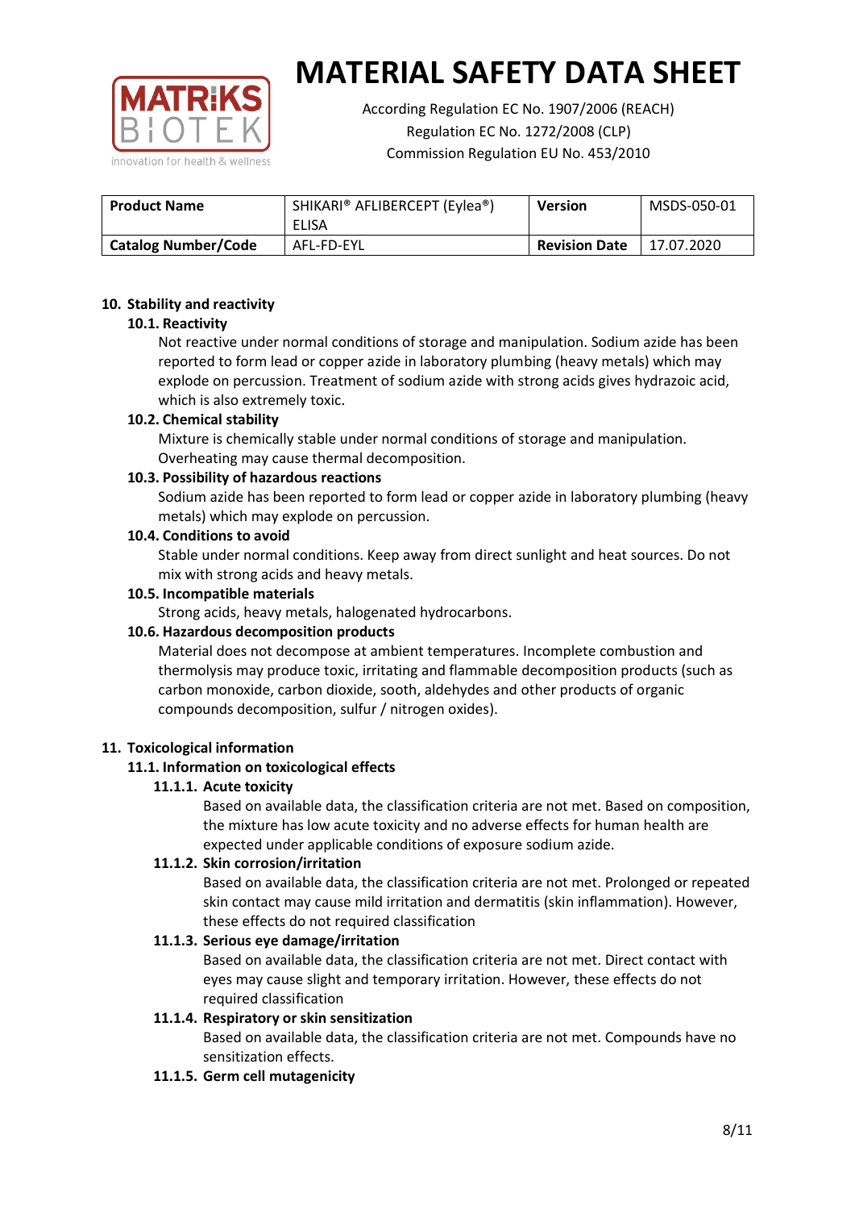# MATERIAL SAFETY DATA SHEET

According Regulation EC No. 1907/2006 (REACH)
Regulation EC No. 1272/2008 (CLP)
Commission Regulation EU No. 453/2010

| Product Name | SHIKARI® AFLIBERCEPT (Eylea®) ELISA | Version | MSDS-050-01 |
|---|---|---|---|
| Catalog Number/Code | AFL-FD-EYL | Revision Date | 17.07.2020 |

## 10. Stability and reactivity

### 10.1. Reactivity

Not reactive under normal conditions of storage and manipulation. Sodium azide has been reported to form lead or copper azide in laboratory plumbing (heavy metals) which may explode on percussion. Treatment of sodium azide with strong acids gives hydrazoic acid, which is also extremely toxic.

### 10.2. Chemical stability

Mixture is chemically stable under normal conditions of storage and manipulation. Overheating may cause thermal decomposition.

### 10.3. Possibility of hazardous reactions

Sodium azide has been reported to form lead or copper azide in laboratory plumbing (heavy metals) which may explode on percussion.

### 10.4. Conditions to avoid

Stable under normal conditions. Keep away from direct sunlight and heat sources. Do not mix with strong acids and heavy metals.

### 10.5. Incompatible materials

Strong acids, heavy metals, halogenated hydrocarbons.

### 10.6. Hazardous decomposition products

Material does not decompose at ambient temperatures. Incomplete combustion and thermolysis may produce toxic, irritating and flammable decomposition products (such as carbon monoxide, carbon dioxide, sooth, aldehydes and other products of organic compounds decomposition, sulfur / nitrogen oxides).

## 11. Toxicological information

### 11.1. Information on toxicological effects

#### 11.1.1. Acute toxicity

Based on available data, the classification criteria are not met. Based on composition, the mixture has low acute toxicity and no adverse effects for human health are expected under applicable conditions of exposure sodium azide.

#### 11.1.2. Skin corrosion/irritation

Based on available data, the classification criteria are not met. Prolonged or repeated skin contact may cause mild irritation and dermatitis (skin inflammation). However, these effects do not required classification

#### 11.1.3. Serious eye damage/irritation

Based on available data, the classification criteria are not met. Direct contact with eyes may cause slight and temporary irritation. However, these effects do not required classification

#### 11.1.4. Respiratory or skin sensitization

Based on available data, the classification criteria are not met. Compounds have no sensitization effects.

#### 11.1.5. Germ cell mutagenicity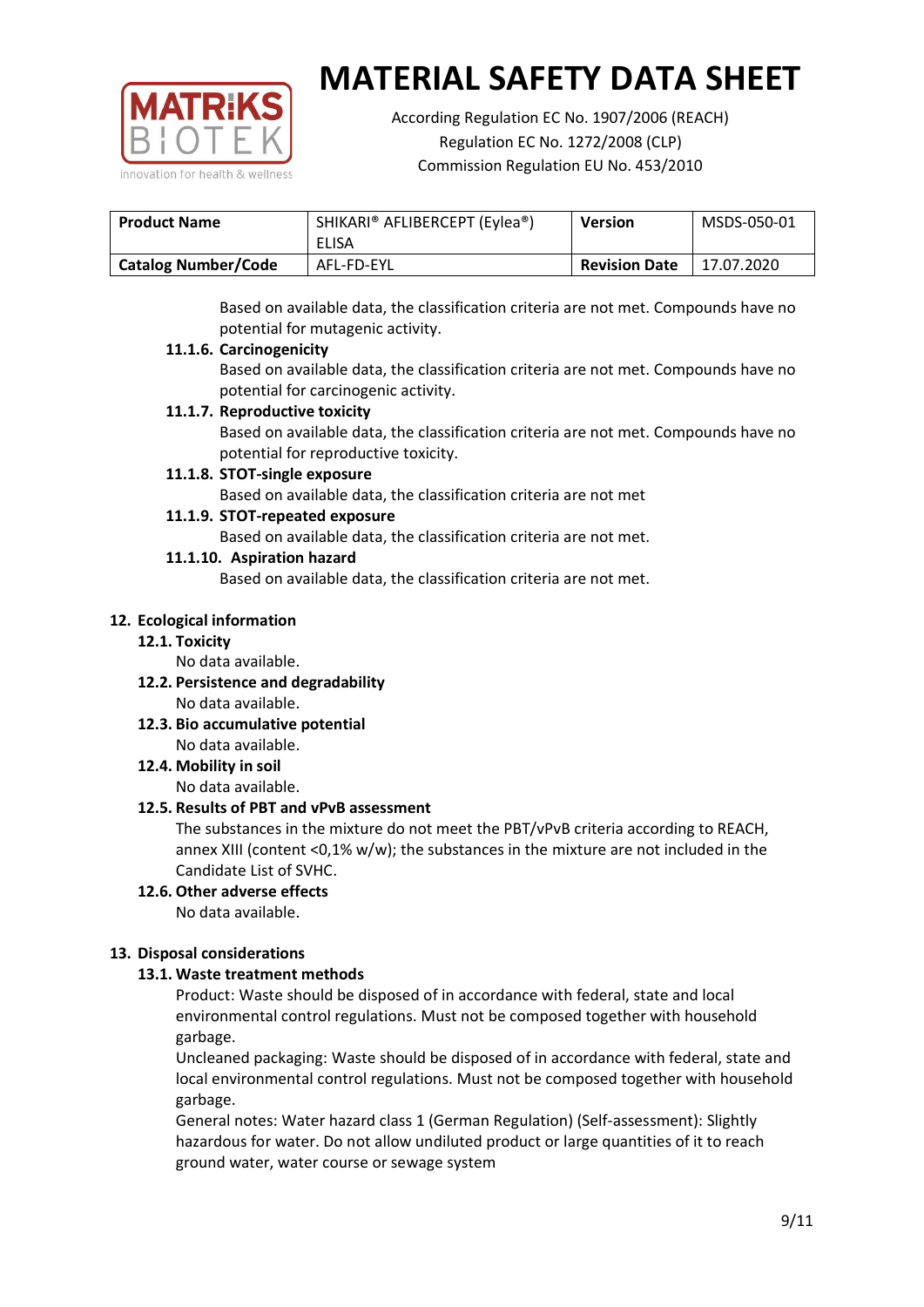| Product Name | SHIKARI® AFLIBERCEPT (Eylea®) ELISA | Version | MSDS-050-01 |
|---|---|---|---|
| Catalog Number/Code | AFL-FD-EYL | Revision Date | 17.07.2020 |

Based on available data, the classification criteria are not met. Compounds have no potential for mutagenic activity.

#### 11.1.6. Carcinogenicity

Based on available data, the classification criteria are not met. Compounds have no potential for carcinogenic activity.

#### 11.1.7. Reproductive toxicity

Based on available data, the classification criteria are not met. Compounds have no potential for reproductive toxicity.

#### 11.1.8. STOT-single exposure

Based on available data, the classification criteria are not met

#### 11.1.9. STOT-repeated exposure

Based on available data, the classification criteria are not met.

#### 11.1.10. Aspiration hazard

Based on available data, the classification criteria are not met.

## 12. Ecological information

### 12.1. Toxicity

No data available.

### 12.2. Persistence and degradability

No data available.

### 12.3. Bio accumulative potential

No data available.

### 12.4. Mobility in soil

No data available.

### 12.5. Results of PBT and vPvB assessment

The substances in the mixture do not meet the PBT/vPvB criteria according to REACH, annex XIII (content <0,1% w/w); the substances in the mixture are not included in the Candidate List of SVHC.

### 12.6. Other adverse effects

No data available.

## 13. Disposal considerations

### 13.1. Waste treatment methods

Product: Waste should be disposed of in accordance with federal, state and local environmental control regulations. Must not be composed together with household garbage.

Uncleaned packaging: Waste should be disposed of in accordance with federal, state and local environmental control regulations. Must not be composed together with household garbage.

General notes: Water hazard class 1 (German Regulation) (Self-assessment): Slightly hazardous for water. Do not allow undiluted product or large quantities of it to reach ground water, water course or sewage system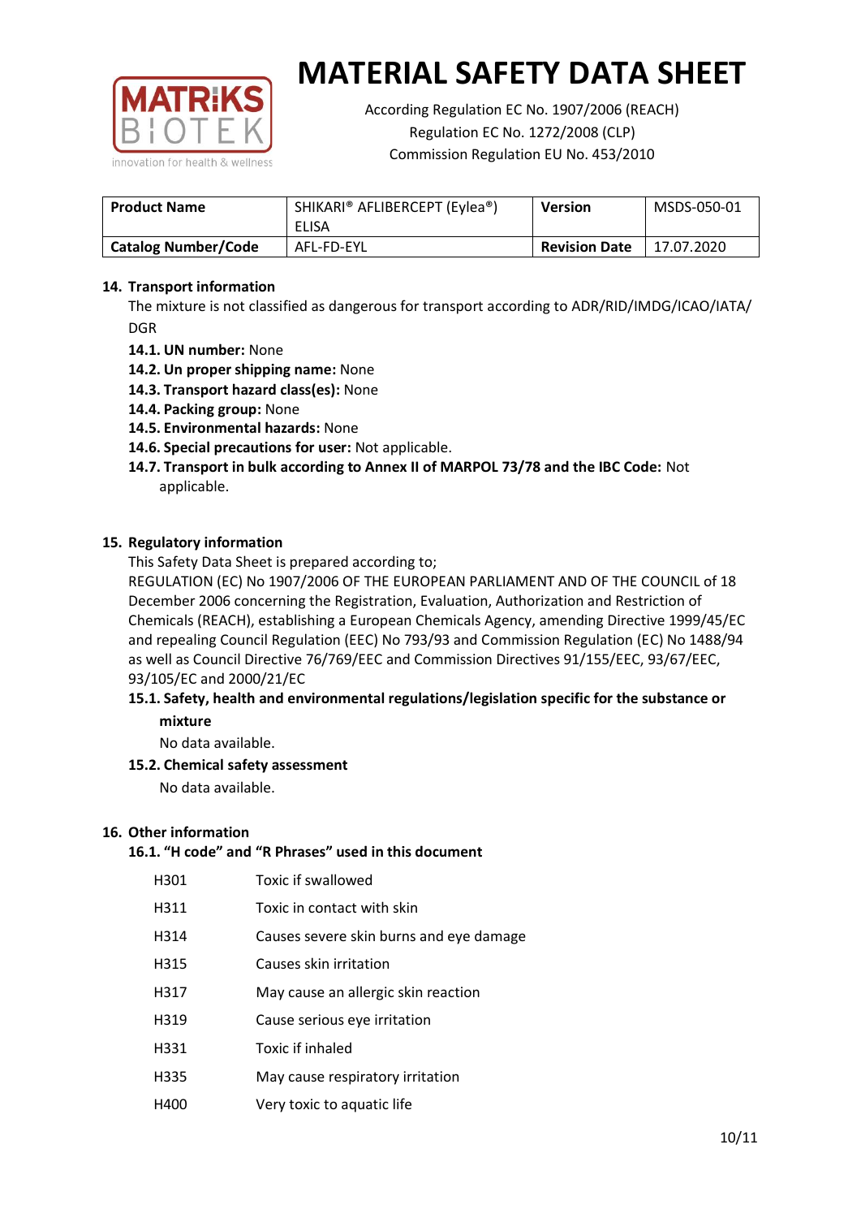# MATERIAL SAFETY DATA SHEET

According Regulation EC No. 1907/2006 (REACH)
Regulation EC No. 1272/2008 (CLP)
Commission Regulation EU No. 453/2010

| **Product Name** | SHIKARI® AFLIBERCEPT (Eylea®) ELISA | **Version** | MSDS-050-01 |
|---|---|---|---|
| **Catalog Number/Code** | AFL-FD-EYL | **Revision Date** | 17.07.2020 |

## 14. Transport information

The mixture is not classified as dangerous for transport according to ADR/RID/IMDG/ICAO/IATA/DGR

- **14.1. UN number:** None
- **14.2. Un proper shipping name:** None
- **14.3. Transport hazard class(es):** None
- **14.4. Packing group:** None
- **14.5. Environmental hazards:** None
- **14.6. Special precautions for user:** Not applicable.
- **14.7. Transport in bulk according to Annex II of MARPOL 73/78 and the IBC Code:** Not applicable.

## 15. Regulatory information

This Safety Data Sheet is prepared according to;
REGULATION (EC) No 1907/2006 OF THE EUROPEAN PARLIAMENT AND OF THE COUNCIL of 18 December 2006 concerning the Registration, Evaluation, Authorization and Restriction of Chemicals (REACH), establishing a European Chemicals Agency, amending Directive 1999/45/EC and repealing Council Regulation (EEC) No 793/93 and Commission Regulation (EC) No 1488/94 as well as Council Directive 76/769/EEC and Commission Directives 91/155/EEC, 93/67/EEC, 93/105/EC and 2000/21/EC

### 15.1. Safety, health and environmental regulations/legislation specific for the substance or mixture

No data available.

### 15.2. Chemical safety assessment

No data available.

## 16. Other information

### 16.1. "H code" and "R Phrases" used in this document

| | |
|---|---|
| H301 | Toxic if swallowed |
| H311 | Toxic in contact with skin |
| H314 | Causes severe skin burns and eye damage |
| H315 | Causes skin irritation |
| H317 | May cause an allergic skin reaction |
| H319 | Cause serious eye irritation |
| H331 | Toxic if inhaled |
| H335 | May cause respiratory irritation |
| H400 | Very toxic to aquatic life |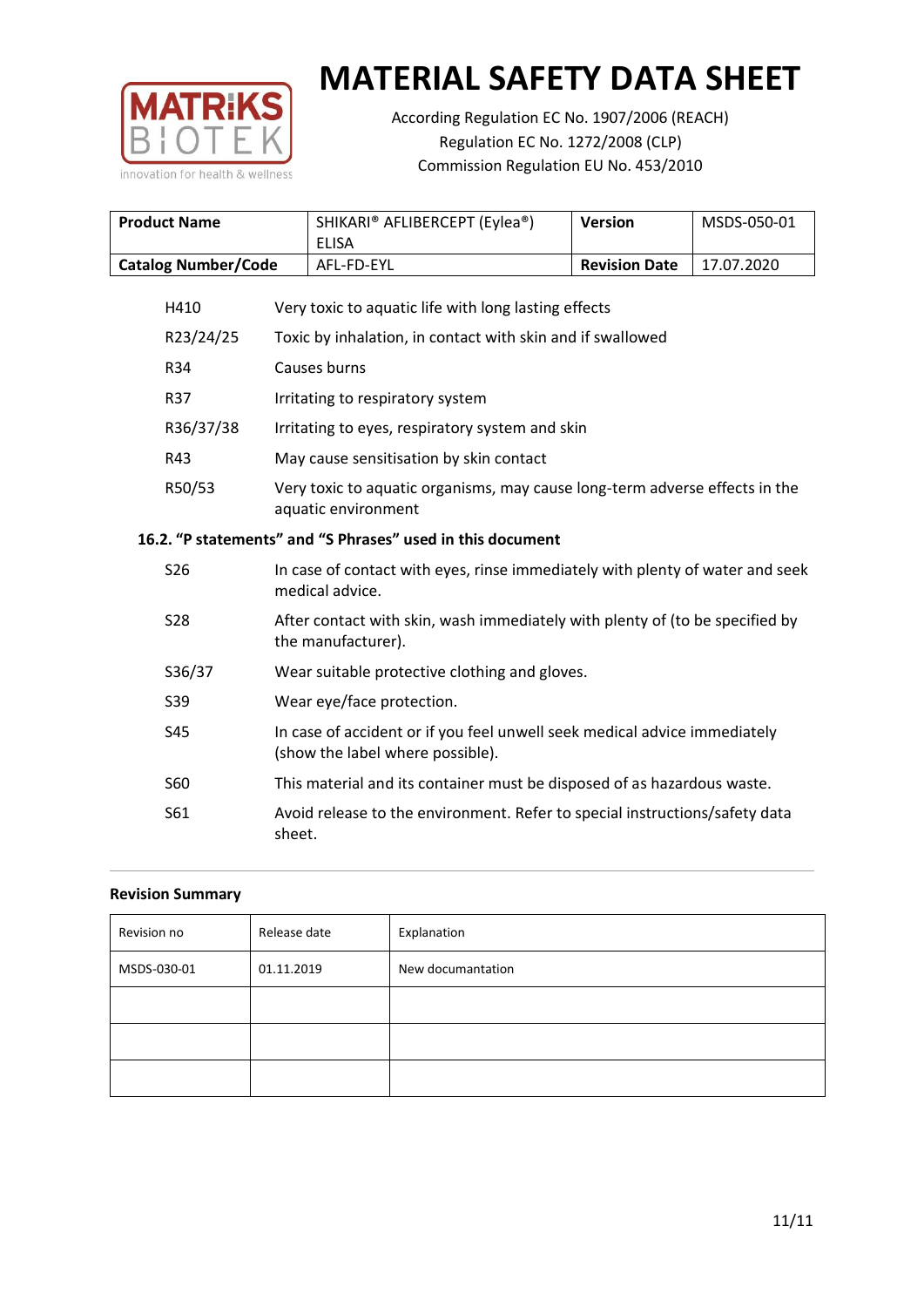| | |
|---|---|
| H410 | Very toxic to aquatic life with long lasting effects |
| R23/24/25 | Toxic by inhalation, in contact with skin and if swallowed |
| R34 | Causes burns |
| R37 | Irritating to respiratory system |
| R36/37/38 | Irritating to eyes, respiratory system and skin |
| R43 | May cause sensitisation by skin contact |
| R50/53 | Very toxic to aquatic organisms, may cause long-term adverse effects in the aquatic environment |

### 16.2. "P statements" and "S Phrases" used in this document

| | |
|---|---|
| S26 | In case of contact with eyes, rinse immediately with plenty of water and seek medical advice. |
| S28 | After contact with skin, wash immediately with plenty of (to be specified by the manufacturer). |
| S36/37 | Wear suitable protective clothing and gloves. |
| S39 | Wear eye/face protection. |
| S45 | In case of accident or if you feel unwell seek medical advice immediately (show the label where possible). |
| S60 | This material and its container must be disposed of as hazardous waste. |
| S61 | Avoid release to the environment. Refer to special instructions/safety data sheet. |

**Revision Summary**

| Revision no | Release date | Explanation |
|---|---|---|
| MSDS-030-01 | 01.11.2019 | New documantation |
| | | |
| | | |
| | | |